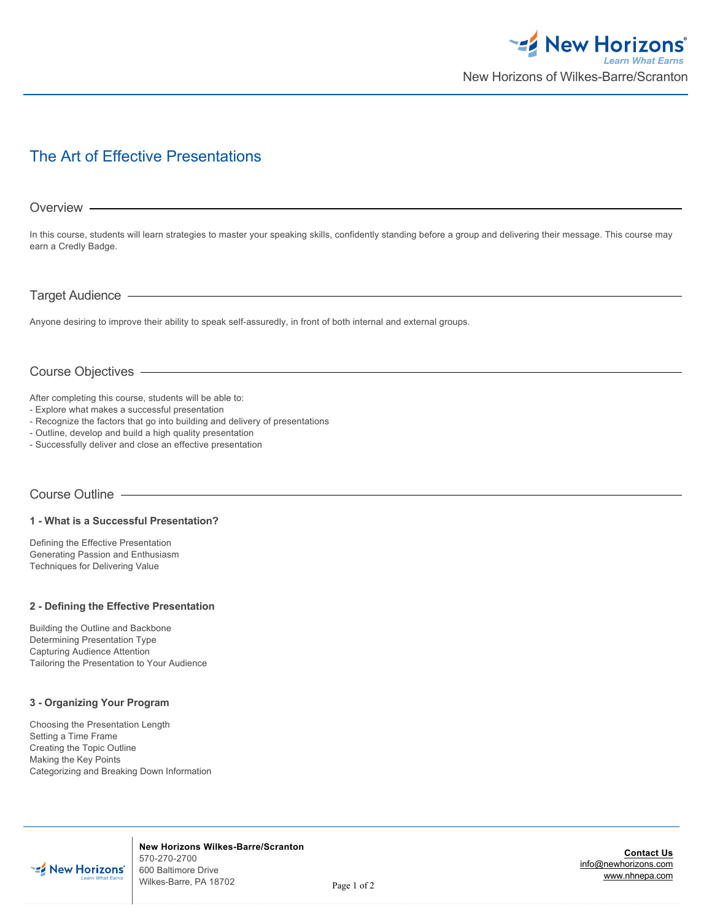New Horizons of Wilkes-Barre/Scranton

# The Art of Effective Presentations

## Overview

In this course, students will learn strategies to master your speaking skills, confidently standing before a group and delivering their message. This course may earn a Credly Badge.

## Target Audience

Anyone desiring to improve their ability to speak self-assuredly, in front of both internal and external groups.

## Course Objectives

After completing this course, students will be able to:
- Explore what makes a successful presentation
- Recognize the factors that go into building and delivery of presentations
- Outline, develop and build a high quality presentation
- Successfully deliver and close an effective presentation

## Course Outline

### 1 - What is a Successful Presentation?

Defining the Effective Presentation
Generating Passion and Enthusiasm
Techniques for Delivering Value

### 2 - Defining the Effective Presentation

Building the Outline and Backbone
Determining Presentation Type
Capturing Audience Attention
Tailoring the Presentation to Your Audience

### 3 - Organizing Your Program

Choosing the Presentation Length
Setting a Time Frame
Creating the Topic Outline
Making the Key Points
Categorizing and Breaking Down Information

**New Horizons Wilkes-Barre/Scranton**
570-270-2700
600 Baltimore Drive
Wilkes-Barre, PA 18702

**Contact Us**
info@newhorizons.com
www.nhnepa.com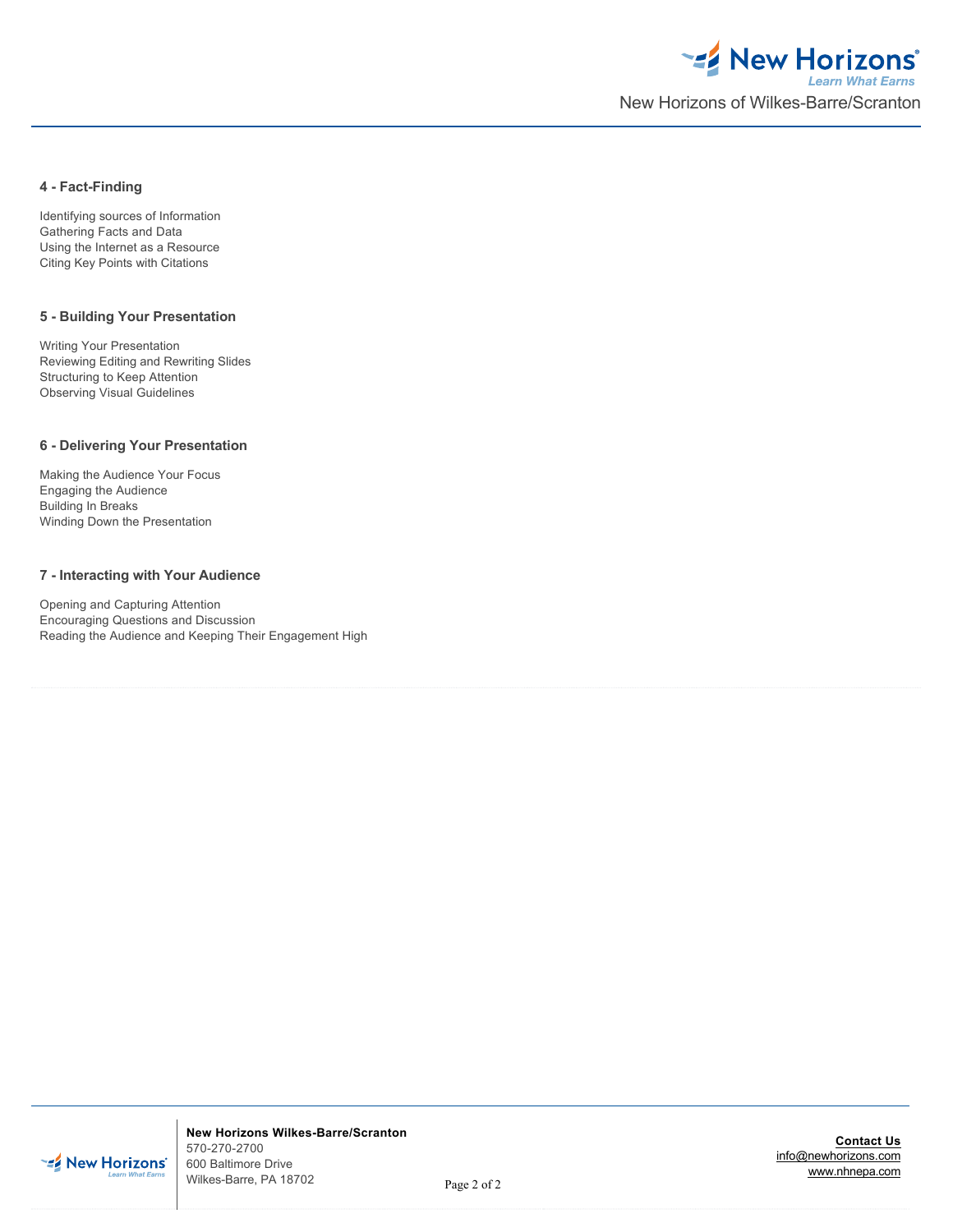#### 4 - Fact-Finding

Identifying sources of Information
Gathering Facts and Data
Using the Internet as a Resource
Citing Key Points with Citations

#### 5 - Building Your Presentation

Writing Your Presentation
Reviewing Editing and Rewriting Slides
Structuring to Keep Attention
Observing Visual Guidelines

#### 6 - Delivering Your Presentation

Making the Audience Your Focus
Engaging the Audience
Building In Breaks
Winding Down the Presentation

#### 7 - Interacting with Your Audience

Opening and Capturing Attention
Encouraging Questions and Discussion
Reading the Audience and Keeping Their Engagement High